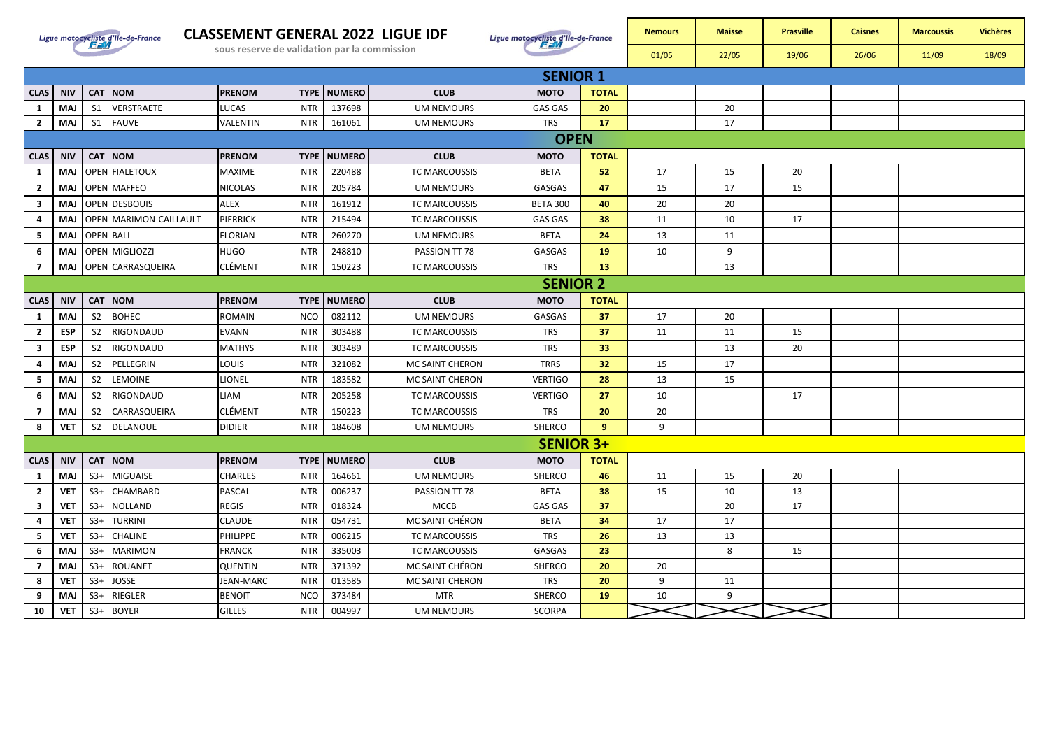# CLASSEMENT GENERAL 2022 LIGUE IDF

sous reserve de validation par la commission

Ligue motocycliste d'Ile-de-France

| | | | | | | | | | | Nemours | Maisse | Prasville | Caisnes | Marcoussis | Vichères |
|---|---|---|---|---|---|---|---|---|---|---|---|---|---|---|---|
| | | | | | | | | | | 01/05 | 22/05 | 19/06 | 26/06 | 11/09 | 18/09 |
| **SENIOR 1** | | | | | | | | | | | | | | | |
| **CLAS** | **NIV** | **CAT** | **NOM** | **PRENOM** | **TYPE** | **NUMERO** | **CLUB** | **MOTO** | **TOTAL** | | | | | | |
| 1 | MAJ | S1 | VERSTRAETE | LUCAS | NTR | 137698 | UM NEMOURS | GAS GAS | 20 | | 20 | | | | |
| 2 | MAJ | S1 | FAUVE | VALENTIN | NTR | 161061 | UM NEMOURS | TRS | 17 | | 17 | | | | |
| **OPEN** | | | | | | | | | | | | | | | |
| **CLAS** | **NIV** | **CAT** | **NOM** | **PRENOM** | **TYPE** | **NUMERO** | **CLUB** | **MOTO** | **TOTAL** | | | | | | |
| 1 | MAJ | OPEN | FIALETOUX | MAXIME | NTR | 220488 | TC MARCOUSSIS | BETA | 52 | 17 | 15 | 20 | | | |
| 2 | MAJ | OPEN | MAFFEO | NICOLAS | NTR | 205784 | UM NEMOURS | GASGAS | 47 | 15 | 17 | 15 | | | |
| 3 | MAJ | OPEN | DESBOUIS | ALEX | NTR | 161912 | TC MARCOUSSIS | BETA 300 | 40 | 20 | 20 | | | | |
| 4 | MAJ | OPEN | MARIMON-CAILLAULT | PIERRICK | NTR | 215494 | TC MARCOUSSIS | GAS GAS | 38 | 11 | 10 | 17 | | | |
| 5 | MAJ | OPEN | BALI | FLORIAN | NTR | 260270 | UM NEMOURS | BETA | 24 | 13 | 11 | | | | |
| 6 | MAJ | OPEN | MIGLIOZZI | HUGO | NTR | 248810 | PASSION TT 78 | GASGAS | 19 | 10 | 9 | | | | |
| 7 | MAJ | OPEN | CARRASQUEIRA | CLÉMENT | NTR | 150223 | TC MARCOUSSIS | TRS | 13 | | 13 | | | | |
| **SENIOR 2** | | | | | | | | | | | | | | | |
| **CLAS** | **NIV** | **CAT** | **NOM** | **PRENOM** | **TYPE** | **NUMERO** | **CLUB** | **MOTO** | **TOTAL** | | | | | | |
| 1 | MAJ | S2 | BOHEC | ROMAIN | NCO | 082112 | UM NEMOURS | GASGAS | 37 | 17 | 20 | | | | |
| 2 | ESP | S2 | RIGONDAUD | EVANN | NTR | 303488 | TC MARCOUSSIS | TRS | 37 | 11 | 11 | 15 | | | |
| 3 | ESP | S2 | RIGONDAUD | MATHYS | NTR | 303489 | TC MARCOUSSIS | TRS | 33 | | 13 | 20 | | | |
| 4 | MAJ | S2 | PELLEGRIN | LOUIS | NTR | 321082 | MC SAINT CHERON | TRRS | 32 | 15 | 17 | | | | |
| 5 | MAJ | S2 | LEMOINE | LIONEL | NTR | 183582 | MC SAINT CHERON | VERTIGO | 28 | 13 | 15 | | | | |
| 6 | MAJ | S2 | RIGONDAUD | LIAM | NTR | 205258 | TC MARCOUSSIS | VERTIGO | 27 | 10 | | 17 | | | |
| 7 | MAJ | S2 | CARRASQUEIRA | CLÉMENT | NTR | 150223 | TC MARCOUSSIS | TRS | 20 | 20 | | | | | |
| 8 | VET | S2 | DELANOUE | DIDIER | NTR | 184608 | UM NEMOURS | SHERCO | 9 | 9 | | | | | |
| **SENIOR 3+** | | | | | | | | | | | | | | | |
| **CLAS** | **NIV** | **CAT** | **NOM** | **PRENOM** | **TYPE** | **NUMERO** | **CLUB** | **MOTO** | **TOTAL** | | | | | | |
| 1 | MAJ | S3+ | MIGUAISE | CHARLES | NTR | 164661 | UM NEMOURS | SHERCO | 46 | 11 | 15 | 20 | | | |
| 2 | VET | S3+ | CHAMBARD | PASCAL | NTR | 006237 | PASSION TT 78 | BETA | 38 | 15 | 10 | 13 | | | |
| 3 | VET | S3+ | NOLLAND | REGIS | NTR | 018324 | MCCB | GAS GAS | 37 | | 20 | 17 | | | |
| 4 | VET | S3+ | TURRINI | CLAUDE | NTR | 054731 | MC SAINT CHÉRON | BETA | 34 | 17 | 17 | | | | |
| 5 | VET | S3+ | CHALINE | PHILIPPE | NTR | 006215 | TC MARCOUSSIS | TRS | 26 | 13 | 13 | | | | |
| 6 | MAJ | S3+ | MARIMON | FRANCK | NTR | 335003 | TC MARCOUSSIS | GASGAS | 23 | | 8 | 15 | | | |
| 7 | MAJ | S3+ | ROUANET | QUENTIN | NTR | 371392 | MC SAINT CHÉRON | SHERCO | 20 | 20 | | | | | |
| 8 | VET | S3+ | JOSSE | JEAN-MARC | NTR | 013585 | MC SAINT CHERON | TRS | 20 | 9 | 11 | | | | |
| 9 | MAJ | S3+ | RIEGLER | BENOIT | NCO | 373484 | MTR | SHERCO | 19 | 10 | 9 | | | | |
| 10 | VET | S3+ | BOYER | GILLES | NTR | 004997 | UM NEMOURS | SCORPA | | X | X | X | | | |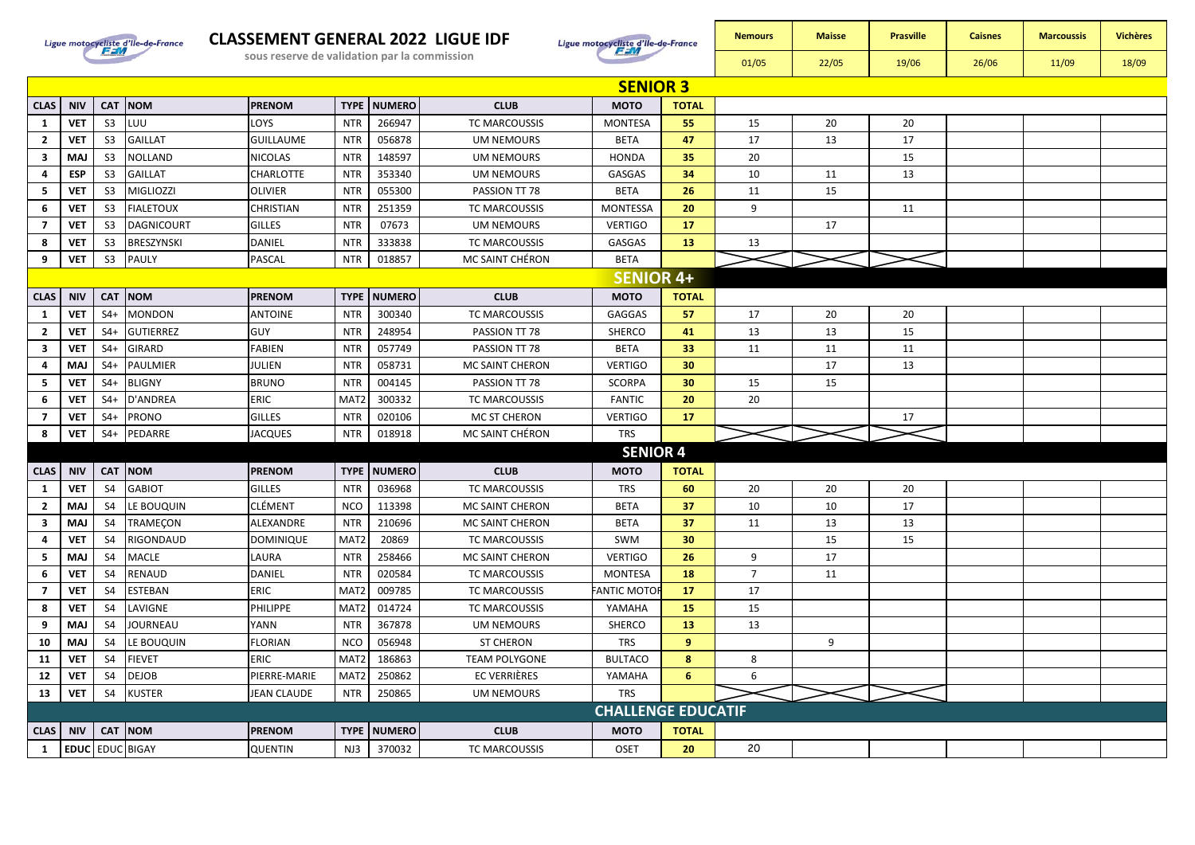# CLASSEMENT GENERAL 2022 LIGUE IDF

sous reserve de validation par la commission

Ligue motocycliste d'Ile-de-France

| | | | | | | | | | | Nemours | Maisse | Prasville | Caisnes | Marcoussis | Vichères |
|---|---|---|---|---|---|---|---|---|---|---|---|---|---|---|---|
| | | | | | | | | | | 01/05 | 22/05 | 19/06 | 26/06 | 11/09 | 18/09 |
| **SENIOR 3** | | | | | | | | | | | | | | | |
| **CLAS** | **NIV** | **CAT** | **NOM** | **PRENOM** | **TYPE** | **NUMERO** | **CLUB** | **MOTO** | **TOTAL** | | | | | | |
| 1 | VET | S3 | LUU | LOYS | NTR | 266947 | TC MARCOUSSIS | MONTESA | **55** | 15 | 20 | 20 | | | |
| 2 | VET | S3 | GAILLAT | GUILLAUME | NTR | 056878 | UM NEMOURS | BETA | **47** | 17 | 13 | 17 | | | |
| 3 | MAJ | S3 | NOLLAND | NICOLAS | NTR | 148597 | UM NEMOURS | HONDA | **35** | 20 | | 15 | | | |
| 4 | ESP | S3 | GAILLAT | CHARLOTTE | NTR | 353340 | UM NEMOURS | GASGAS | **34** | 10 | 11 | 13 | | | |
| 5 | VET | S3 | MIGLIOZZI | OLIVIER | NTR | 055300 | PASSION TT 78 | BETA | **26** | 11 | 15 | | | | |
| 6 | VET | S3 | FIALETOUX | CHRISTIAN | NTR | 251359 | TC MARCOUSSIS | MONTESSA | **20** | 9 | | 11 | | | |
| 7 | VET | S3 | DAGNICOURT | GILLES | NTR | 07673 | UM NEMOURS | VERTIGO | **17** | | 17 | | | | |
| 8 | VET | S3 | BRESZYNSKI | DANIEL | NTR | 333838 | TC MARCOUSSIS | GASGAS | **13** | 13 | | | | | |
| 9 | VET | S3 | PAULY | PASCAL | NTR | 018857 | MC SAINT CHÉRON | BETA | | | | | | | |
| **SENIOR 4+** | | | | | | | | | | | | | | | |
| **CLAS** | **NIV** | **CAT** | **NOM** | **PRENOM** | **TYPE** | **NUMERO** | **CLUB** | **MOTO** | **TOTAL** | | | | | | |
| 1 | VET | S4+ | MONDON | ANTOINE | NTR | 300340 | TC MARCOUSSIS | GAGGAS | **57** | 17 | 20 | 20 | | | |
| 2 | VET | S4+ | GUTIERREZ | GUY | NTR | 248954 | PASSION TT 78 | SHERCO | **41** | 13 | 13 | 15 | | | |
| 3 | VET | S4+ | GIRARD | FABIEN | NTR | 057749 | PASSION TT 78 | BETA | **33** | 11 | 11 | 11 | | | |
| 4 | MAJ | S4+ | PAULMIER | JULIEN | NTR | 058731 | MC SAINT CHERON | VERTIGO | **30** | | 17 | 13 | | | |
| 5 | VET | S4+ | BLIGNY | BRUNO | NTR | 004145 | PASSION TT 78 | SCORPA | **30** | 15 | 15 | | | | |
| 6 | VET | S4+ | D'ANDREA | ERIC | MAT2 | 300332 | TC MARCOUSSIS | FANTIC | **20** | 20 | | | | | |
| 7 | VET | S4+ | PRONO | GILLES | NTR | 020106 | MC ST CHERON | VERTIGO | **17** | | | 17 | | | |
| 8 | VET | S4+ | PEDARRE | JACQUES | NTR | 018918 | MC SAINT CHÉRON | TRS | | | | | | | |
| **SENIOR 4** | | | | | | | | | | | | | | | |
| **CLAS** | **NIV** | **CAT** | **NOM** | **PRENOM** | **TYPE** | **NUMERO** | **CLUB** | **MOTO** | **TOTAL** | | | | | | |
| 1 | VET | S4 | GABIOT | GILLES | NTR | 036968 | TC MARCOUSSIS | TRS | **60** | 20 | 20 | 20 | | | |
| 2 | MAJ | S4 | LE BOUQUIN | CLÉMENT | NCO | 113398 | MC SAINT CHERON | BETA | **37** | 10 | 10 | 17 | | | |
| 3 | MAJ | S4 | TRAMEÇON | ALEXANDRE | NTR | 210696 | MC SAINT CHERON | BETA | **37** | 11 | 13 | 13 | | | |
| 4 | VET | S4 | RIGONDAUD | DOMINIQUE | MAT2 | 20869 | TC MARCOUSSIS | SWM | **30** | | 15 | 15 | | | |
| 5 | MAJ | S4 | MACLE | LAURA | NTR | 258466 | MC SAINT CHERON | VERTIGO | **26** | 9 | 17 | | | | |
| 6 | VET | S4 | RENAUD | DANIEL | NTR | 020584 | TC MARCOUSSIS | MONTESA | **18** | 7 | 11 | | | | |
| 7 | VET | S4 | ESTEBAN | ERIC | MAT2 | 009785 | TC MARCOUSSIS | FANTIC MOTOR | **17** | 17 | | | | | |
| 8 | VET | S4 | LAVIGNE | PHILIPPE | MAT2 | 014724 | TC MARCOUSSIS | YAMAHA | **15** | 15 | | | | | |
| 9 | MAJ | S4 | JOURNEAU | YANN | NTR | 367878 | UM NEMOURS | SHERCO | **13** | 13 | | | | | |
| 10 | MAJ | S4 | LE BOUQUIN | FLORIAN | NCO | 056948 | ST CHERON | TRS | **9** | | 9 | | | | |
| 11 | VET | S4 | FIEVET | ERIC | MAT2 | 186863 | TEAM POLYGONE | BULTACO | **8** | 8 | | | | | |
| 12 | VET | S4 | DEJOB | PIERRE-MARIE | MAT2 | 250862 | EC VERRIÈRES | YAMAHA | **6** | 6 | | | | | |
| 13 | VET | S4 | KUSTER | JEAN CLAUDE | NTR | 250865 | UM NEMOURS | TRS | | | | | | | |
| **CHALLENGE EDUCATIF** | | | | | | | | | | | | | | | |
| **CLAS** | **NIV** | **CAT** | **NOM** | **PRENOM** | **TYPE** | **NUMERO** | **CLUB** | **MOTO** | **TOTAL** | | | | | | |
| 1 | EDUC | EDUC | BIGAY | QUENTIN | NJ3 | 370032 | TC MARCOUSSIS | OSET | **20** | 20 | | | | | |